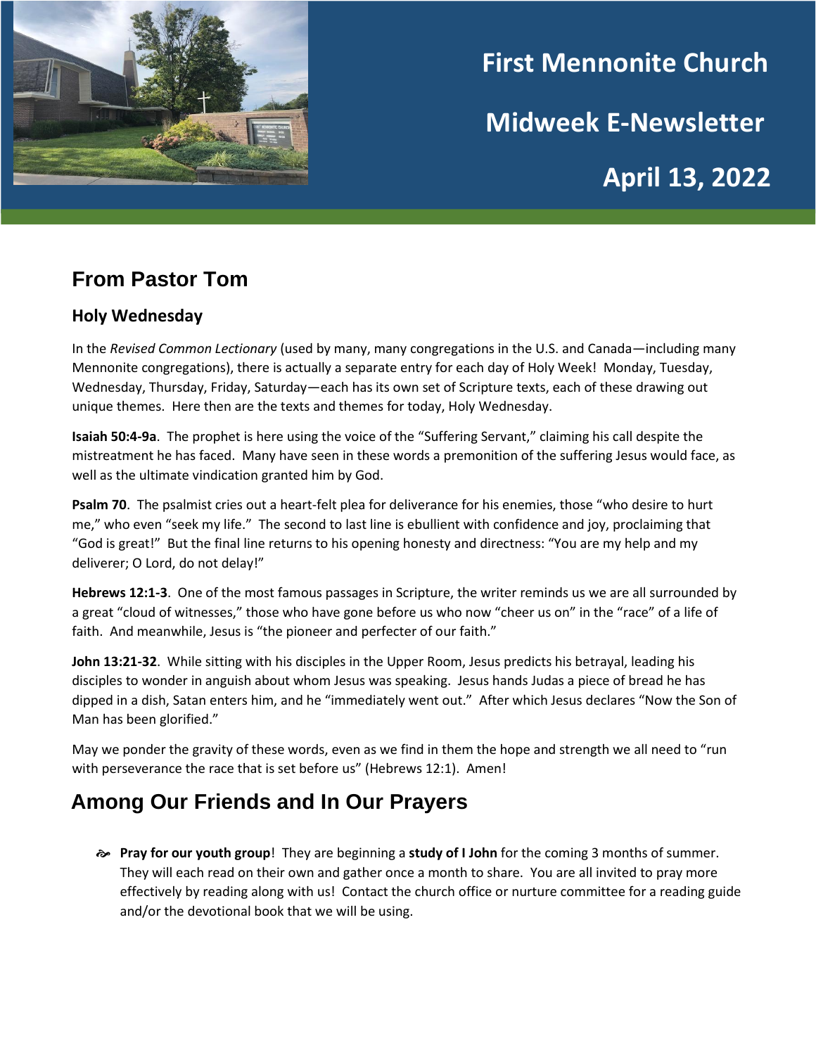# First Mennonite Church

# Midweek E-Newsletter

# April 13, 2022

## From Pastor Tom

### Holy Wednesday

In the *Revised Common Lectionary* (used by many, many congregations in the U.S. and Canada—including many Mennonite congregations), there is actually a separate entry for each day of Holy Week! Monday, Tuesday, Wednesday, Thursday, Friday, Saturday—each has its own set of Scripture texts, each of these drawing out unique themes. Here then are the texts and themes for today, Holy Wednesday.

**Isaiah 50:4-9a**. The prophet is here using the voice of the "Suffering Servant," claiming his call despite the mistreatment he has faced. Many have seen in these words a premonition of the suffering Jesus would face, as well as the ultimate vindication granted him by God.

**Psalm 70**. The psalmist cries out a heart-felt plea for deliverance for his enemies, those "who desire to hurt me," who even "seek my life." The second to last line is ebullient with confidence and joy, proclaiming that "God is great!" But the final line returns to his opening honesty and directness: "You are my help and my deliverer; O Lord, do not delay!"

**Hebrews 12:1-3**. One of the most famous passages in Scripture, the writer reminds us we are all surrounded by a great "cloud of witnesses," those who have gone before us who now "cheer us on" in the "race" of a life of faith. And meanwhile, Jesus is "the pioneer and perfecter of our faith."

**John 13:21-32**. While sitting with his disciples in the Upper Room, Jesus predicts his betrayal, leading his disciples to wonder in anguish about whom Jesus was speaking. Jesus hands Judas a piece of bread he has dipped in a dish, Satan enters him, and he "immediately went out." After which Jesus declares "Now the Son of Man has been glorified."

May we ponder the gravity of these words, even as we find in them the hope and strength we all need to "run with perseverance the race that is set before us" (Hebrews 12:1). Amen!

## Among Our Friends and In Our Prayers

- **Pray for our youth group**! They are beginning a **study of I John** for the coming 3 months of summer. They will each read on their own and gather once a month to share. You are all invited to pray more effectively by reading along with us! Contact the church office or nurture committee for a reading guide and/or the devotional book that we will be using.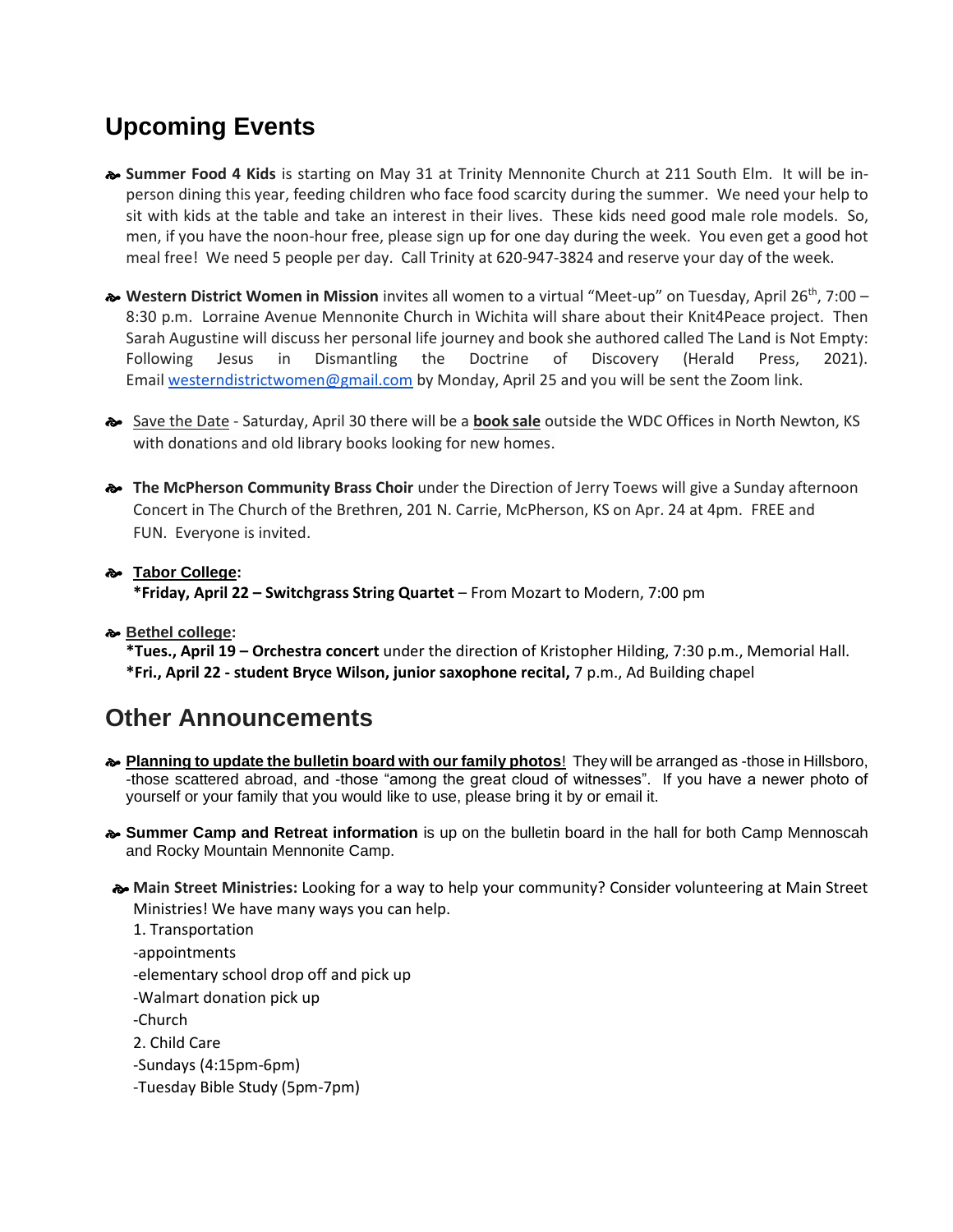## Upcoming Events

- **Summer Food 4 Kids** is starting on May 31 at Trinity Mennonite Church at 211 South Elm. It will be in-person dining this year, feeding children who face food scarcity during the summer. We need your help to sit with kids at the table and take an interest in their lives. These kids need good male role models. So, men, if you have the noon-hour free, please sign up for one day during the week. You even get a good hot meal free! We need 5 people per day. Call Trinity at 620-947-3824 and reserve your day of the week.

- **Western District Women in Mission** invites all women to a virtual "Meet-up" on Tuesday, April 26th, 7:00 – 8:30 p.m. Lorraine Avenue Mennonite Church in Wichita will share about their Knit4Peace project. Then Sarah Augustine will discuss her personal life journey and book she authored called The Land is Not Empty: Following Jesus in Dismantling the Doctrine of Discovery (Herald Press, 2021). Email westerndistrictwomen@gmail.com by Monday, April 25 and you will be sent the Zoom link.

- <u>Save the Date</u> - Saturday, April 30 there will be a **<u>book sale</u>** outside the WDC Offices in North Newton, KS with donations and old library books looking for new homes.

- **The McPherson Community Brass Choir** under the Direction of Jerry Toews will give a Sunday afternoon Concert in The Church of the Brethren, 201 N. Carrie, McPherson, KS on Apr. 24 at 4pm. FREE and FUN. Everyone is invited.

- **<u>Tabor College</u>:**
  **\*Friday, April 22 – Switchgrass String Quartet** – From Mozart to Modern, 7:00 pm

- **<u>Bethel college</u>:**
  **\*Tues., April 19 – Orchestra concert** under the direction of Kristopher Hilding, 7:30 p.m., Memorial Hall.
  **\*Fri., April 22 - student Bryce Wilson, junior saxophone recital,** 7 p.m., Ad Building chapel

## Other Announcements

- **<u>Planning to update the bulletin board with our family photos</u>**! They will be arranged as -those in Hillsboro, -those scattered abroad, and -those "among the great cloud of witnesses". If you have a newer photo of yourself or your family that you would like to use, please bring it by or email it.

- **Summer Camp and Retreat information** is up on the bulletin board in the hall for both Camp Mennoscah and Rocky Mountain Mennonite Camp.

- **Main Street Ministries:** Looking for a way to help your community? Consider volunteering at Main Street Ministries! We have many ways you can help.
  1. Transportation
  -appointments
  -elementary school drop off and pick up
  -Walmart donation pick up
  -Church
  2. Child Care
  -Sundays (4:15pm-6pm)
  -Tuesday Bible Study (5pm-7pm)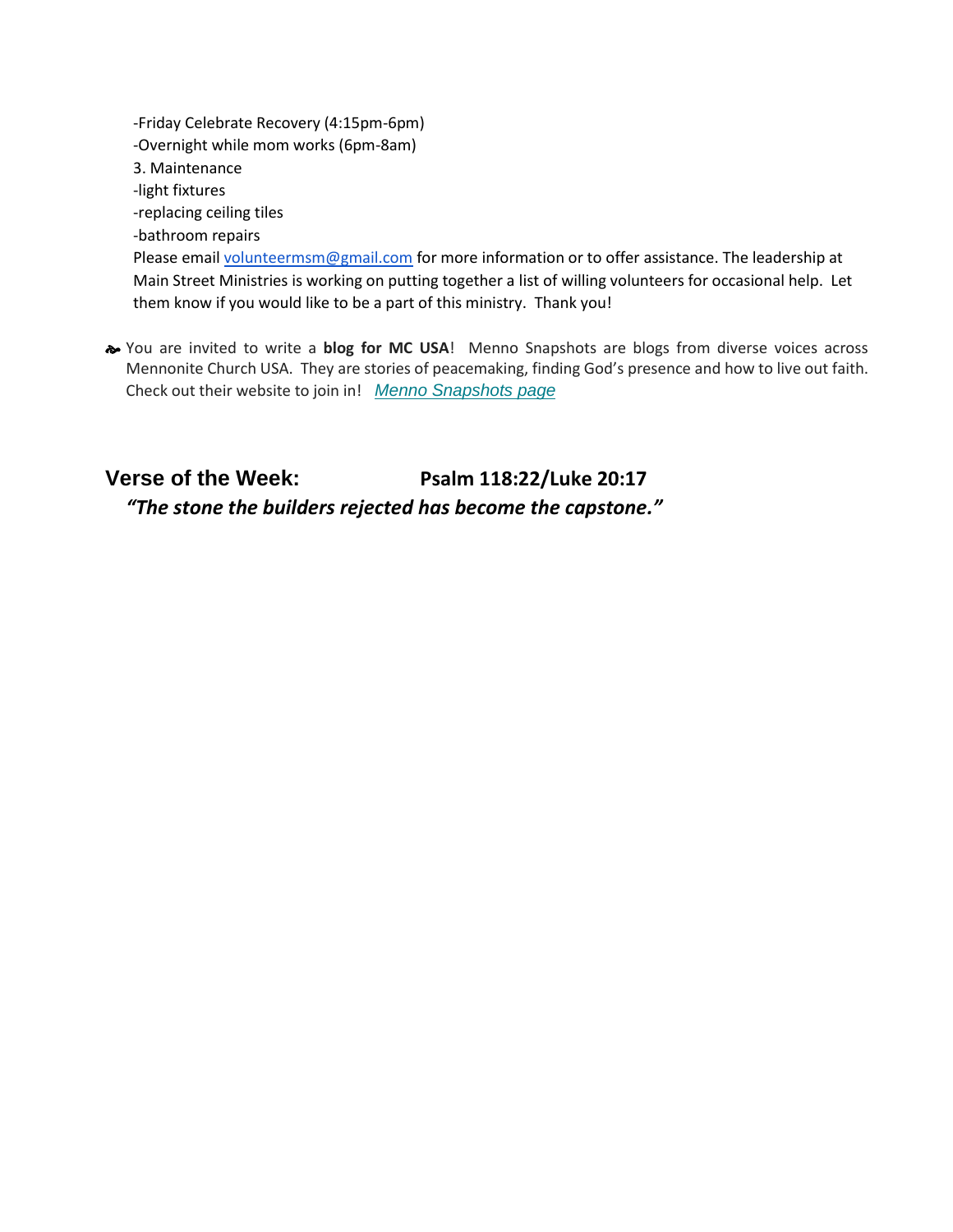-Friday Celebrate Recovery (4:15pm-6pm)
-Overnight while mom works (6pm-8am)
3. Maintenance
-light fixtures
-replacing ceiling tiles
-bathroom repairs
Please email volunteermsm@gmail.com for more information or to offer assistance. The leadership at Main Street Ministries is working on putting together a list of willing volunteers for occasional help. Let them know if you would like to be a part of this ministry. Thank you!

- You are invited to write a **blog for MC USA**! Menno Snapshots are blogs from diverse voices across Mennonite Church USA. They are stories of peacemaking, finding God's presence and how to live out faith. Check out their website to join in! *Menno Snapshots page*

## Verse of the Week: **Psalm 118:22/Luke 20:17**

***"The stone the builders rejected has become the capstone."***